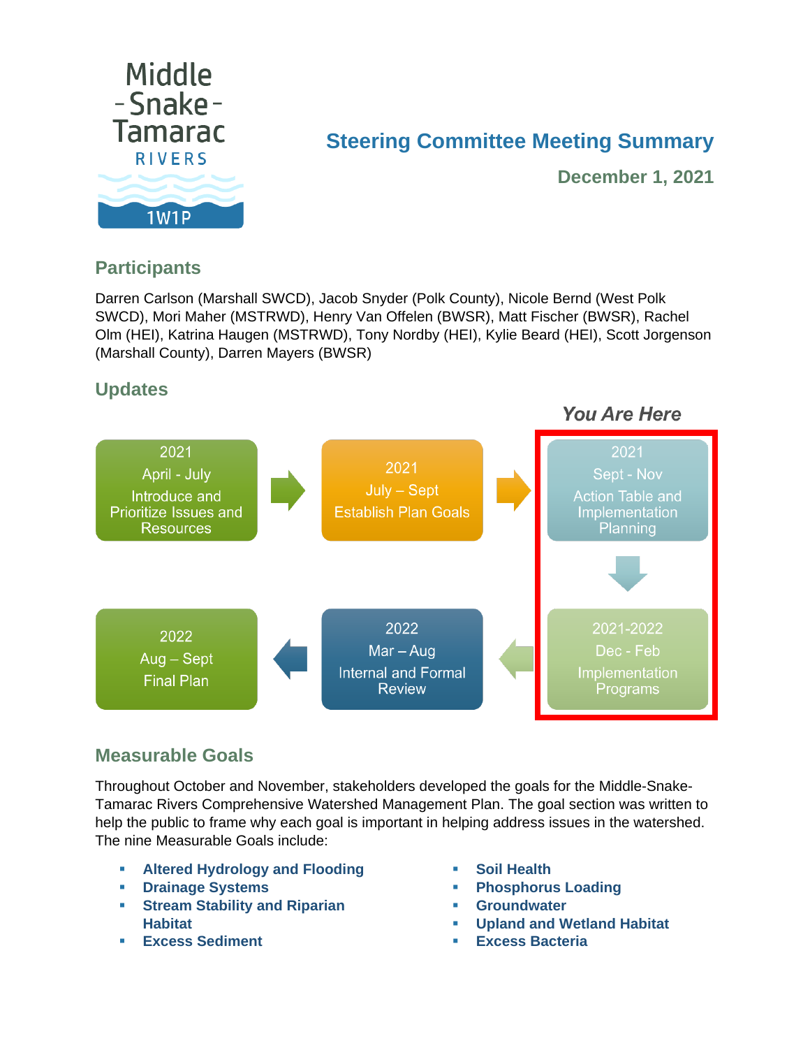Middle - Snake - Tamarac RIVERS 1W1P

# Steering Committee Meeting Summary

**December 1, 2021**

## Participants

Darren Carlson (Marshall SWCD), Jacob Snyder (Polk County), Nicole Bernd (West Polk SWCD), Mori Maher (MSTRWD), Henry Van Offelen (BWSR), Matt Fischer (BWSR), Rachel Olm (HEI), Katrina Haugen (MSTRWD), Tony Nordby (HEI), Kylie Beard (HEI), Scott Jorgenson (Marshall County), Darren Mayers (BWSR)

## Updates

*You Are Here*

- 2021 April - July: Introduce and Prioritize Issues and Resources
- 2021 July – Sept: Establish Plan Goals
- 2021 Sept - Nov: Action Table and Implementation Planning (You Are Here)
- 2021-2022 Dec - Feb: Implementation Programs (You Are Here)
- 2022 Mar – Aug: Internal and Formal Review
- 2022 Aug – Sept: Final Plan

## Measurable Goals

Throughout October and November, stakeholders developed the goals for the Middle-Snake-Tamarac Rivers Comprehensive Watershed Management Plan. The goal section was written to help the public to frame why each goal is important in helping address issues in the watershed. The nine Measurable Goals include:

- **Altered Hydrology and Flooding**
- **Drainage Systems**
- **Stream Stability and Riparian Habitat**
- **Excess Sediment**
- **Soil Health**
- **Phosphorus Loading**
- **Groundwater**
- **Upland and Wetland Habitat**
- **Excess Bacteria**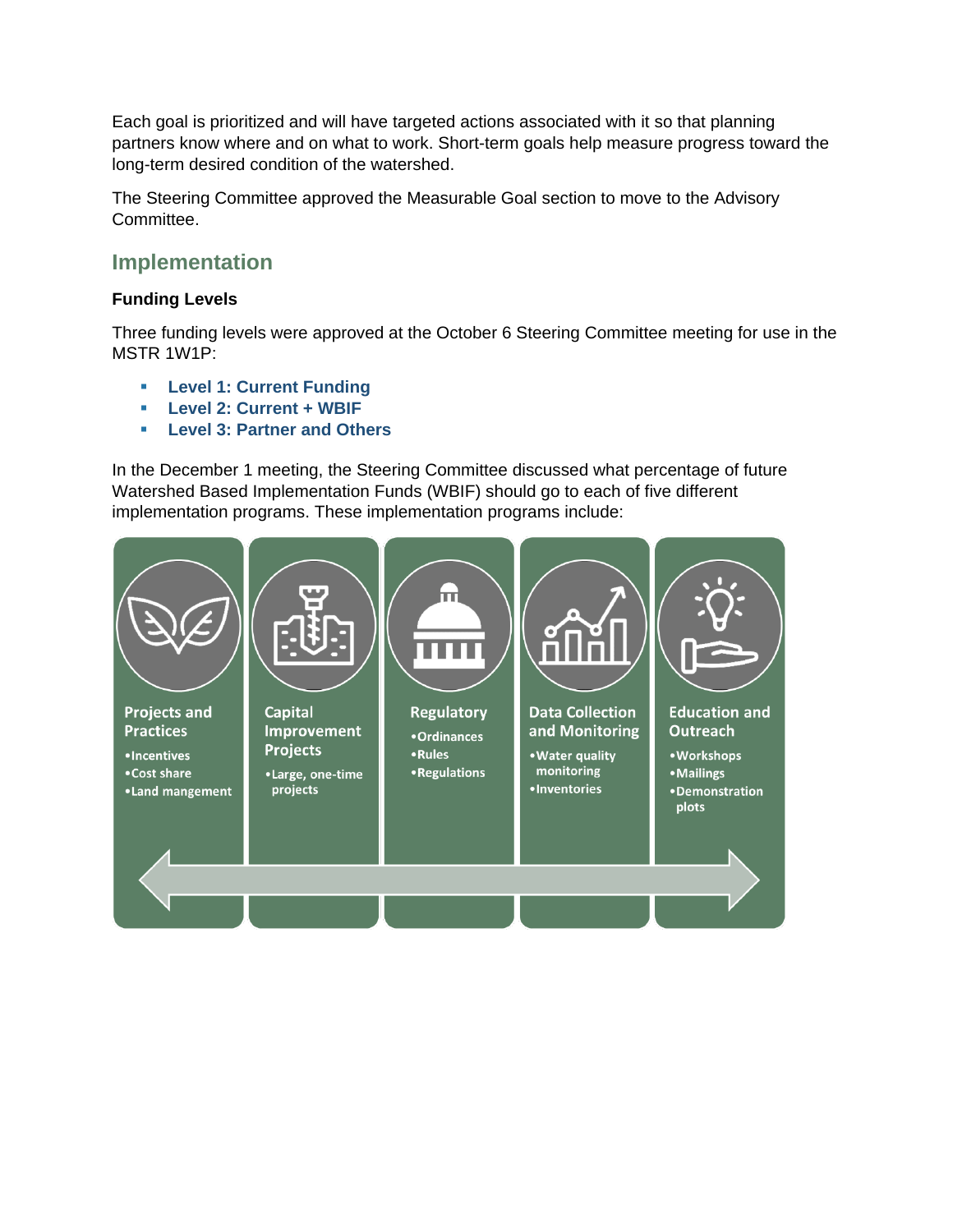Each goal is prioritized and will have targeted actions associated with it so that planning partners know where and on what to work. Short-term goals help measure progress toward the long-term desired condition of the watershed.

The Steering Committee approved the Measurable Goal section to move to the Advisory Committee.

## Implementation

### Funding Levels

Three funding levels were approved at the October 6 Steering Committee meeting for use in the MSTR 1W1P:

- **Level 1: Current Funding**
- **Level 2: Current + WBIF**
- **Level 3: Partner and Others**

In the December 1 meeting, the Steering Committee discussed what percentage of future Watershed Based Implementation Funds (WBIF) should go to each of five different implementation programs. These implementation programs include:

**Projects and Practices**
- Incentives
- Cost share
- Land mangement

**Capital Improvement Projects**
- Large, one-time projects

**Regulatory**
- Ordinances
- Rules
- Regulations

**Data Collection and Monitoring**
- Water quality monitoring
- Inventories

**Education and Outreach**
- Workshops
- Mailings
- Demonstration plots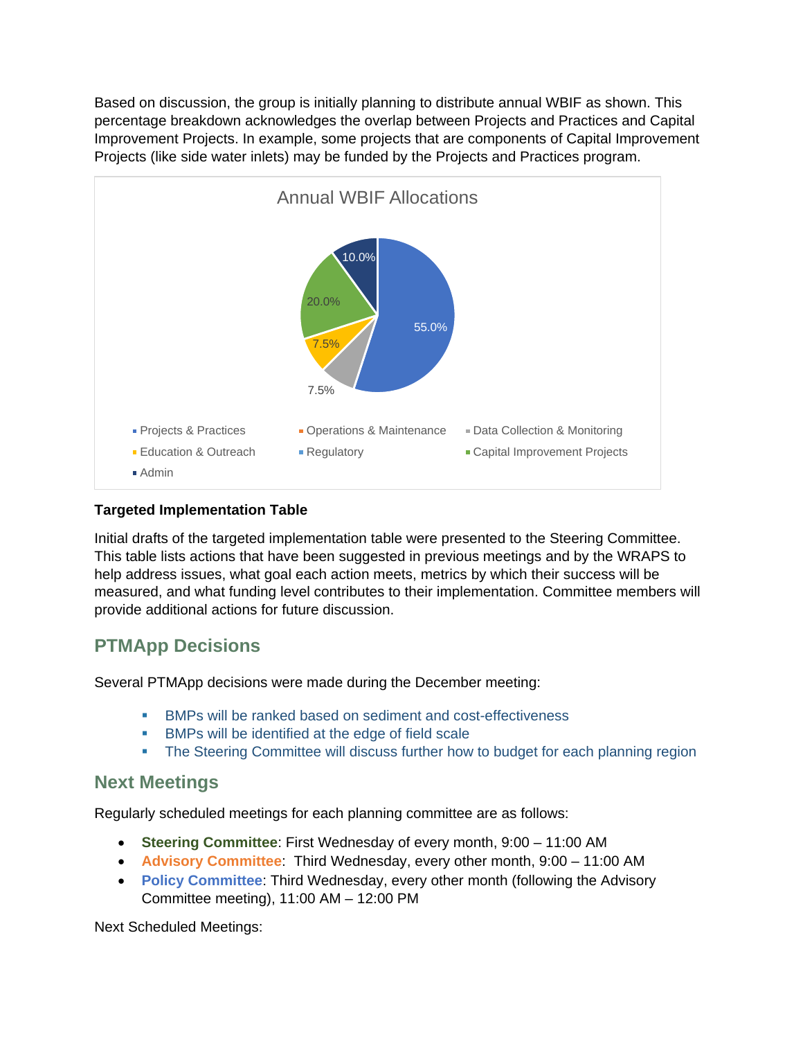Based on discussion, the group is initially planning to distribute annual WBIF as shown. This percentage breakdown acknowledges the overlap between Projects and Practices and Capital Improvement Projects. In example, some projects that are components of Capital Improvement Projects (like side water inlets) may be funded by the Projects and Practices program.

Annual WBIF Allocations

| Category | Allocation |
|---|---|
| Projects & Practices | 55.0% |
| Operations & Maintenance | |
| Data Collection & Monitoring | 7.5% |
| Education & Outreach | 7.5% |
| Regulatory | |
| Capital Improvement Projects | 20.0% |
| Admin | 10.0% |

**Targeted Implementation Table**

Initial drafts of the targeted implementation table were presented to the Steering Committee. This table lists actions that have been suggested in previous meetings and by the WRAPS to help address issues, what goal each action meets, metrics by which their success will be measured, and what funding level contributes to their implementation. Committee members will provide additional actions for future discussion.

## PTMApp Decisions

Several PTMApp decisions were made during the December meeting:

- BMPs will be ranked based on sediment and cost-effectiveness
- BMPs will be identified at the edge of field scale
- The Steering Committee will discuss further how to budget for each planning region

## Next Meetings

Regularly scheduled meetings for each planning committee are as follows:

- **Steering Committee**: First Wednesday of every month, 9:00 – 11:00 AM
- **Advisory Committee**: Third Wednesday, every other month, 9:00 – 11:00 AM
- **Policy Committee**: Third Wednesday, every other month (following the Advisory Committee meeting), 11:00 AM – 12:00 PM

Next Scheduled Meetings: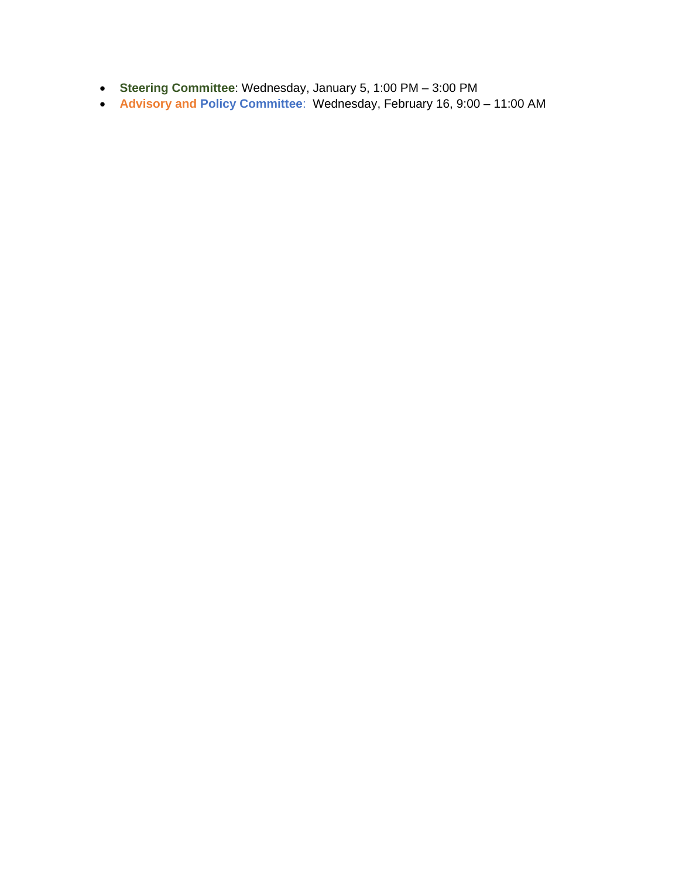- **Steering Committee**: Wednesday, January 5, 1:00 PM – 3:00 PM
- **Advisory and Policy Committee**: Wednesday, February 16, 9:00 – 11:00 AM